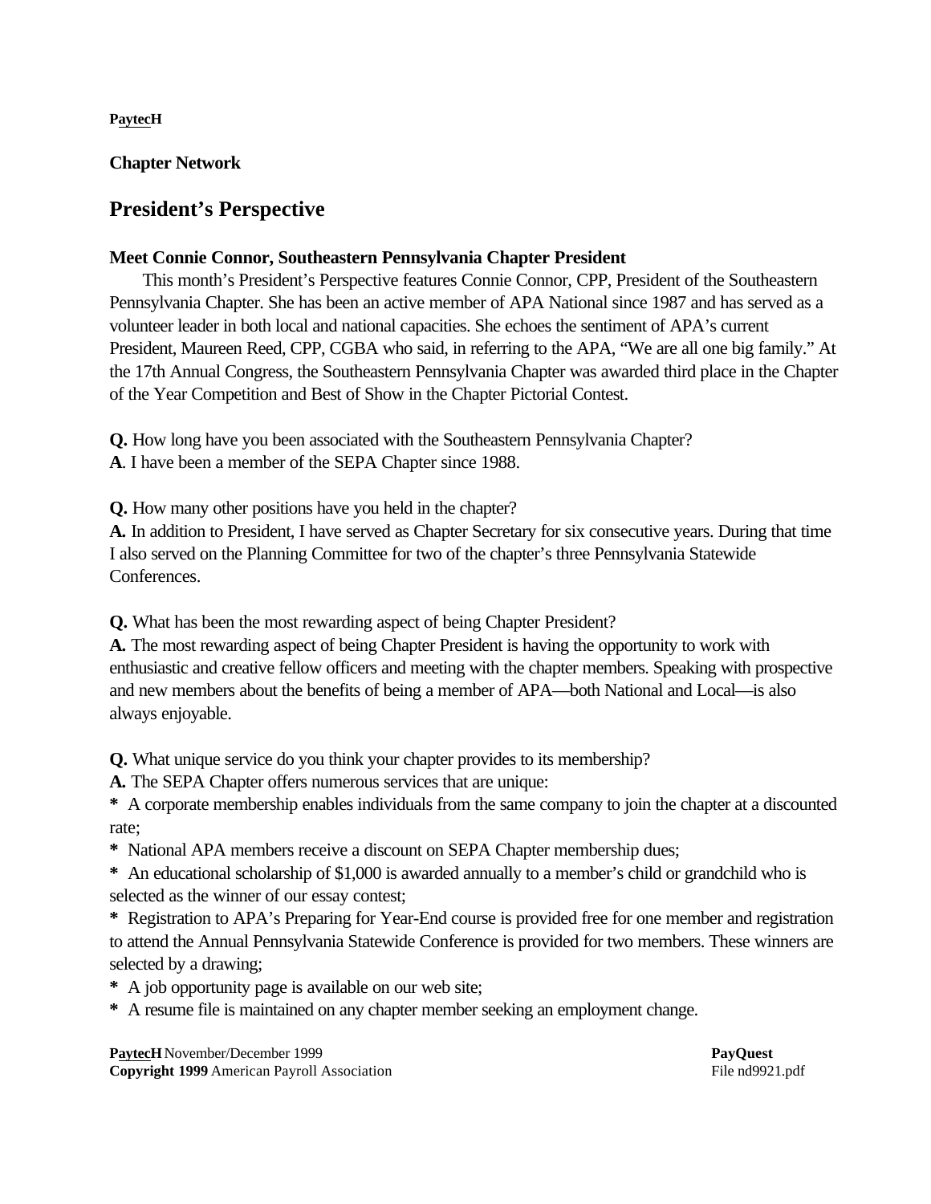**PaytecH**

**Chapter Network**

# President's Perspective

### Meet Connie Connor, Southeastern Pennsylvania Chapter President

This month's President's Perspective features Connie Connor, CPP, President of the Southeastern Pennsylvania Chapter. She has been an active member of APA National since 1987 and has served as a volunteer leader in both local and national capacities. She echoes the sentiment of APA's current President, Maureen Reed, CPP, CGBA who said, in referring to the APA, "We are all one big family." At the 17th Annual Congress, the Southeastern Pennsylvania Chapter was awarded third place in the Chapter of the Year Competition and Best of Show in the Chapter Pictorial Contest.

**Q.** How long have you been associated with the Southeastern Pennsylvania Chapter?
**A**. I have been a member of the SEPA Chapter since 1988.

**Q.** How many other positions have you held in the chapter?
**A.** In addition to President, I have served as Chapter Secretary for six consecutive years. During that time I also served on the Planning Committee for two of the chapter's three Pennsylvania Statewide Conferences.

**Q.** What has been the most rewarding aspect of being Chapter President?
**A.** The most rewarding aspect of being Chapter President is having the opportunity to work with enthusiastic and creative fellow officers and meeting with the chapter members. Speaking with prospective and new members about the benefits of being a member of APA—both National and Local—is also always enjoyable.

**Q.** What unique service do you think your chapter provides to its membership?
**A.** The SEPA Chapter offers numerous services that are unique:

- A corporate membership enables individuals from the same company to join the chapter at a discounted rate;
- National APA members receive a discount on SEPA Chapter membership dues;
- An educational scholarship of $1,000 is awarded annually to a member's child or grandchild who is selected as the winner of our essay contest;
- Registration to APA's Preparing for Year-End course is provided free for one member and registration to attend the Annual Pennsylvania Statewide Conference is provided for two members. These winners are selected by a drawing;
- A job opportunity page is available on our web site;
- A resume file is maintained on any chapter member seeking an employment change.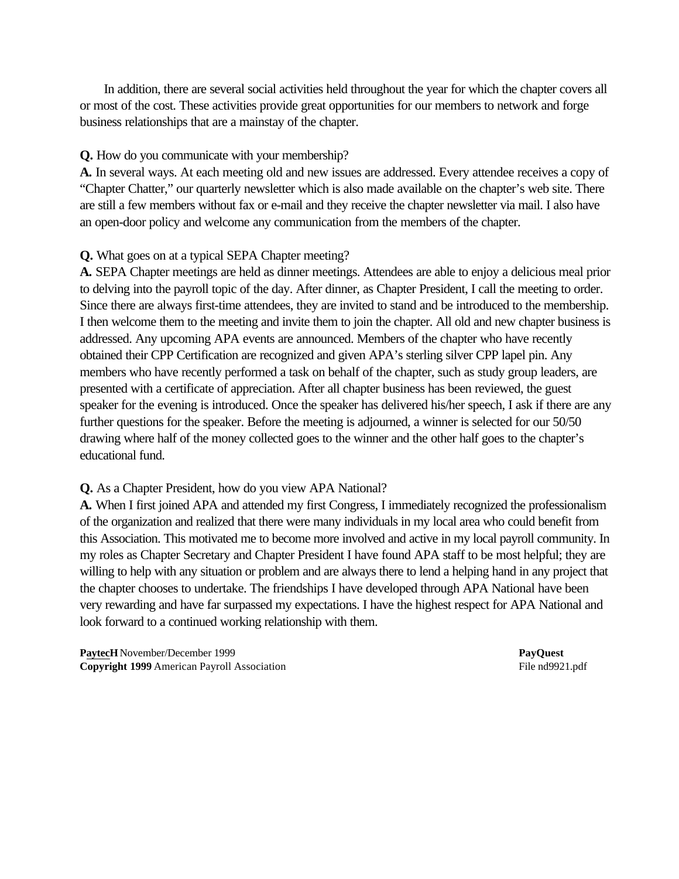In addition, there are several social activities held throughout the year for which the chapter covers all or most of the cost. These activities provide great opportunities for our members to network and forge business relationships that are a mainstay of the chapter.

**Q.** How do you communicate with your membership?
**A.** In several ways. At each meeting old and new issues are addressed. Every attendee receives a copy of "Chapter Chatter," our quarterly newsletter which is also made available on the chapter's web site. There are still a few members without fax or e-mail and they receive the chapter newsletter via mail. I also have an open-door policy and welcome any communication from the members of the chapter.

**Q.** What goes on at a typical SEPA Chapter meeting?
**A.** SEPA Chapter meetings are held as dinner meetings. Attendees are able to enjoy a delicious meal prior to delving into the payroll topic of the day. After dinner, as Chapter President, I call the meeting to order. Since there are always first-time attendees, they are invited to stand and be introduced to the membership. I then welcome them to the meeting and invite them to join the chapter. All old and new chapter business is addressed. Any upcoming APA events are announced. Members of the chapter who have recently obtained their CPP Certification are recognized and given APA's sterling silver CPP lapel pin. Any members who have recently performed a task on behalf of the chapter, such as study group leaders, are presented with a certificate of appreciation. After all chapter business has been reviewed, the guest speaker for the evening is introduced. Once the speaker has delivered his/her speech, I ask if there are any further questions for the speaker. Before the meeting is adjourned, a winner is selected for our 50/50 drawing where half of the money collected goes to the winner and the other half goes to the chapter's educational fund.

**Q.** As a Chapter President, how do you view APA National?
**A.** When I first joined APA and attended my first Congress, I immediately recognized the professionalism of the organization and realized that there were many individuals in my local area who could benefit from this Association. This motivated me to become more involved and active in my local payroll community. In my roles as Chapter Secretary and Chapter President I have found APA staff to be most helpful; they are willing to help with any situation or problem and are always there to lend a helping hand in any project that the chapter chooses to undertake. The friendships I have developed through APA National have been very rewarding and have far surpassed my expectations. I have the highest respect for APA National and look forward to a continued working relationship with them.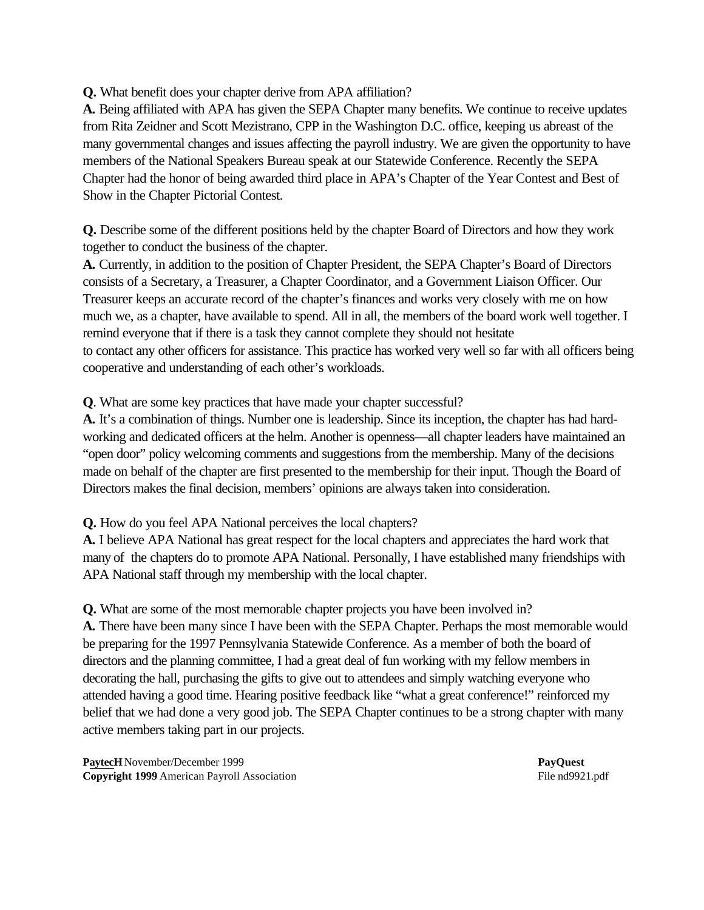**Q.** What benefit does your chapter derive from APA affiliation?
**A.** Being affiliated with APA has given the SEPA Chapter many benefits. We continue to receive updates from Rita Zeidner and Scott Mezistrano, CPP in the Washington D.C. office, keeping us abreast of the many governmental changes and issues affecting the payroll industry. We are given the opportunity to have members of the National Speakers Bureau speak at our Statewide Conference. Recently the SEPA Chapter had the honor of being awarded third place in APA's Chapter of the Year Contest and Best of Show in the Chapter Pictorial Contest.

**Q.** Describe some of the different positions held by the chapter Board of Directors and how they work together to conduct the business of the chapter.
**A.** Currently, in addition to the position of Chapter President, the SEPA Chapter's Board of Directors consists of a Secretary, a Treasurer, a Chapter Coordinator, and a Government Liaison Officer. Our Treasurer keeps an accurate record of the chapter's finances and works very closely with me on how much we, as a chapter, have available to spend. All in all, the members of the board work well together. I remind everyone that if there is a task they cannot complete they should not hesitate to contact any other officers for assistance. This practice has worked very well so far with all officers being cooperative and understanding of each other's workloads.

**Q**. What are some key practices that have made your chapter successful?
**A.** It's a combination of things. Number one is leadership. Since its inception, the chapter has had hard-working and dedicated officers at the helm. Another is openness—all chapter leaders have maintained an "open door" policy welcoming comments and suggestions from the membership. Many of the decisions made on behalf of the chapter are first presented to the membership for their input. Though the Board of Directors makes the final decision, members' opinions are always taken into consideration.

**Q.** How do you feel APA National perceives the local chapters?
**A.** I believe APA National has great respect for the local chapters and appreciates the hard work that many of the chapters do to promote APA National. Personally, I have established many friendships with APA National staff through my membership with the local chapter.

**Q.** What are some of the most memorable chapter projects you have been involved in?
**A.** There have been many since I have been with the SEPA Chapter. Perhaps the most memorable would be preparing for the 1997 Pennsylvania Statewide Conference. As a member of both the board of directors and the planning committee, I had a great deal of fun working with my fellow members in decorating the hall, purchasing the gifts to give out to attendees and simply watching everyone who attended having a good time. Hearing positive feedback like "what a great conference!" reinforced my belief that we had done a very good job. The SEPA Chapter continues to be a strong chapter with many active members taking part in our projects.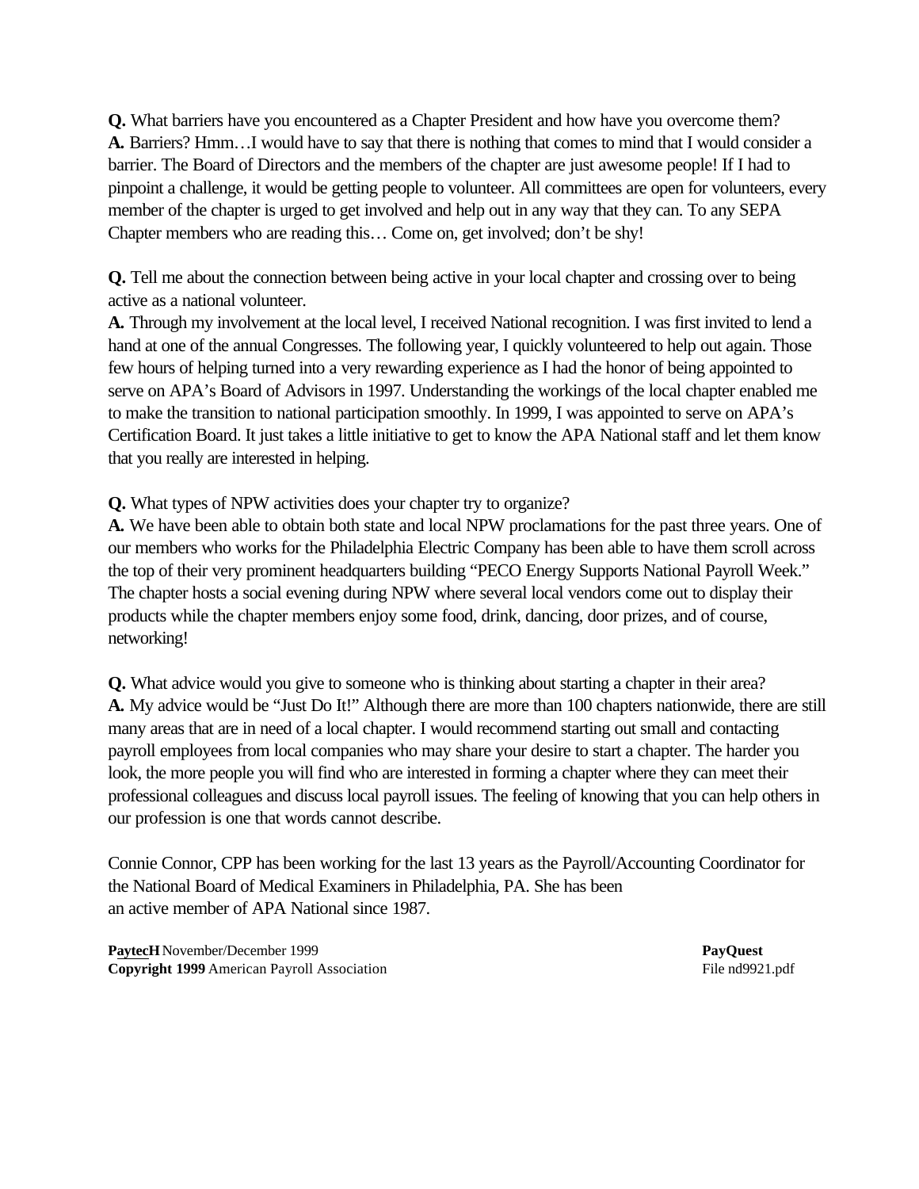**Q.** What barriers have you encountered as a Chapter President and how have you overcome them?
**A.** Barriers? Hmm…I would have to say that there is nothing that comes to mind that I would consider a barrier. The Board of Directors and the members of the chapter are just awesome people! If I had to pinpoint a challenge, it would be getting people to volunteer. All committees are open for volunteers, every member of the chapter is urged to get involved and help out in any way that they can. To any SEPA Chapter members who are reading this… Come on, get involved; don't be shy!

**Q.** Tell me about the connection between being active in your local chapter and crossing over to being active as a national volunteer.
**A.** Through my involvement at the local level, I received National recognition. I was first invited to lend a hand at one of the annual Congresses. The following year, I quickly volunteered to help out again. Those few hours of helping turned into a very rewarding experience as I had the honor of being appointed to serve on APA's Board of Advisors in 1997. Understanding the workings of the local chapter enabled me to make the transition to national participation smoothly. In 1999, I was appointed to serve on APA's Certification Board. It just takes a little initiative to get to know the APA National staff and let them know that you really are interested in helping.

**Q.** What types of NPW activities does your chapter try to organize?
**A.** We have been able to obtain both state and local NPW proclamations for the past three years. One of our members who works for the Philadelphia Electric Company has been able to have them scroll across the top of their very prominent headquarters building "PECO Energy Supports National Payroll Week." The chapter hosts a social evening during NPW where several local vendors come out to display their products while the chapter members enjoy some food, drink, dancing, door prizes, and of course, networking!

**Q.** What advice would you give to someone who is thinking about starting a chapter in their area?
**A.** My advice would be "Just Do It!" Although there are more than 100 chapters nationwide, there are still many areas that are in need of a local chapter. I would recommend starting out small and contacting payroll employees from local companies who may share your desire to start a chapter. The harder you look, the more people you will find who are interested in forming a chapter where they can meet their professional colleagues and discuss local payroll issues. The feeling of knowing that you can help others in our profession is one that words cannot describe.

Connie Connor, CPP has been working for the last 13 years as the Payroll/Accounting Coordinator for the National Board of Medical Examiners in Philadelphia, PA. She has been an active member of APA National since 1987.